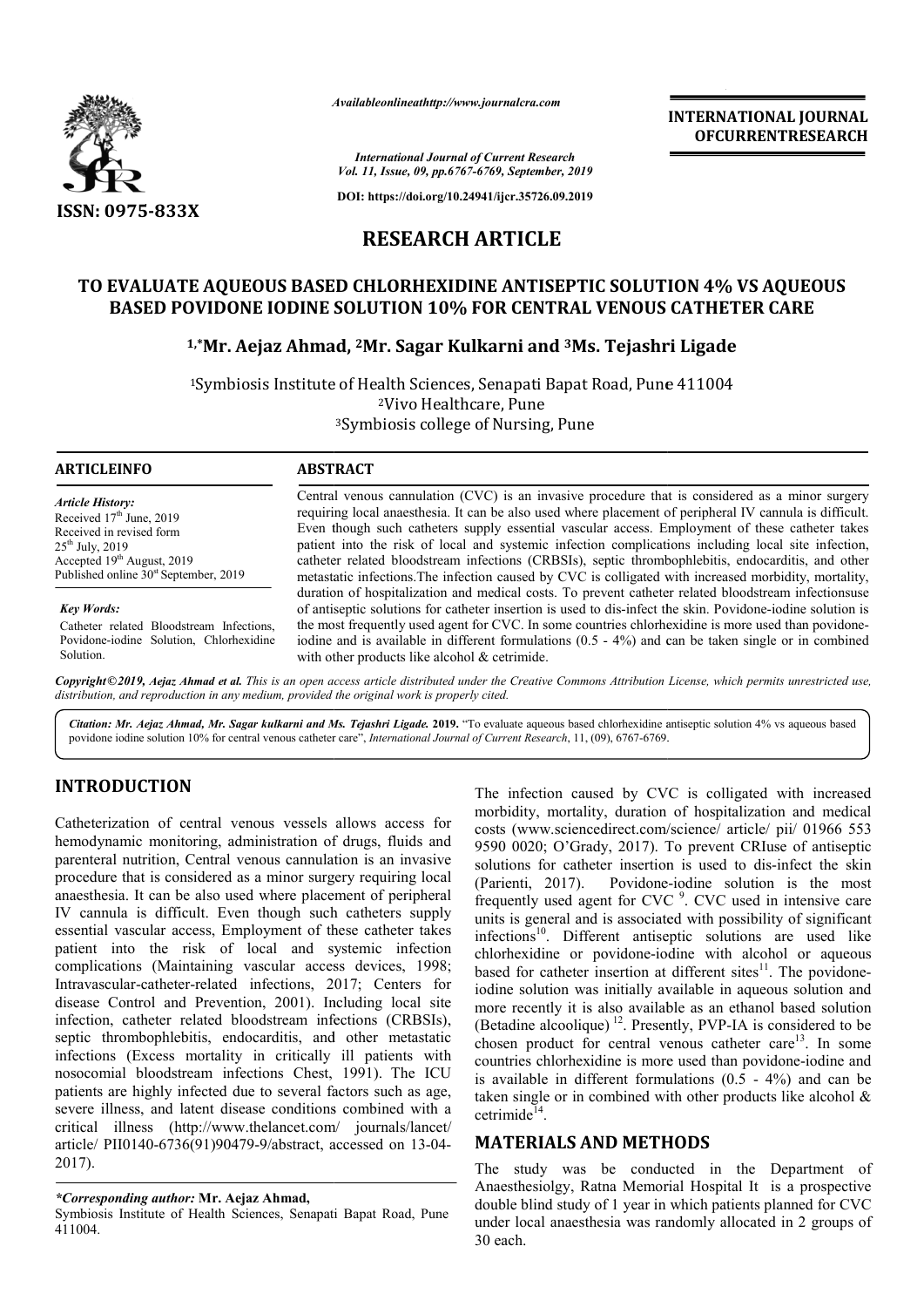**RESEARCH ARTICLE**

# TO EVALUATE AQUEOUS BASED CHLORHEXIDINE ANTISEPTIC SOLUTION 4% VS AQUEOUS BASED POVIDONE IODINE SOLUTION 10% FOR CENTRAL VENOUS CATHETER CARE

**[1,*]Mr. Aejaz Ahmad, [2]Mr. Sagar Kulkarni and [3]Ms. Tejashri Ligade**

[1]Symbiosis Institute of Health Sciences, Senapati Bapat Road, Pune 411004
[2]Vivo Healthcare, Pune
[3]Symbiosis college of Nursing, Pune

**ARTICLEINFO**

*Article History:*
Received 17th June, 2019
Received in revised form
25th July, 2019
Accepted 19th August, 2019
Published online 30st September, 2019

*Key Words:*
Catheter related Bloodstream Infections, Povidone-iodine Solution, Chlorhexidine Solution.

**ABSTRACT**

Central venous cannulation (CVC) is an invasive procedure that is considered as a minor surgery requiring local anaesthesia. It can be also used where placement of peripheral IV cannula is difficult. Even though such catheters supply essential vascular access. Employment of these catheter takes patient into the risk of local and systemic infection complications including local site infection, catheter related bloodstream infections (CRBSIs), septic thrombophlebitis, endocarditis, and other metastatic infections.The infection caused by CVC is colligated with increased morbidity, mortality, duration of hospitalization and medical costs. To prevent catheter related bloodstream infectionsuse of antiseptic solutions for catheter insertion is used to dis-infect the skin. Povidone-iodine solution is the most frequently used agent for CVC. In some countries chlorhexidine is more used than povidone-iodine and is available in different formulations (0.5 - 4%) and can be taken single or in combined with other products like alcohol & cetrimide.

*Copyright©2019, Aejaz Ahmad et al. This is an open access article distributed under the Creative Commons Attribution License, which permits unrestricted use, distribution, and reproduction in any medium, provided the original work is properly cited.*

*Citation: Mr. Aejaz Ahmad, Mr. Sagar kulkarni and Ms. Tejashri Ligade.* **2019.** "To evaluate aqueous based chlorhexidine antiseptic solution 4% vs aqueous based povidone iodine solution 10% for central venous catheter care", *International Journal of Current Research*, 11, (09), 6767-6769.

## INTRODUCTION

Catheterization of central venous vessels allows access for hemodynamic monitoring, administration of drugs, fluids and parenteral nutrition, Central venous cannulation is an invasive procedure that is considered as a minor surgery requiring local anaesthesia. It can be also used where placement of peripheral IV cannula is difficult. Even though such catheters supply essential vascular access, Employment of these catheter takes patient into the risk of local and systemic infection complications (Maintaining vascular access devices, 1998; Intravascular-catheter-related infections, 2017; Centers for disease Control and Prevention, 2001). Including local site infection, catheter related bloodstream infections (CRBSIs), septic thrombophlebitis, endocarditis, and other metastatic infections (Excess mortality in critically ill patients with nosocomial bloodstream infections Chest, 1991). The ICU patients are highly infected due to several factors such as age, severe illness, and latent disease conditions combined with a critical illness (http://www.thelancet.com/ journals/lancet/ article/ PII0140-6736(91)90479-9/abstract, accessed on 13-04-2017).

The infection caused by CVC is colligated with increased morbidity, mortality, duration of hospitalization and medical costs (www.sciencedirect.com/science/ article/ pii/ 01966 553 9590 0020; O'Grady, 2017). To prevent CRIuse of antiseptic solutions for catheter insertion is used to dis-infect the skin (Parienti, 2017). Povidone-iodine solution is the most frequently used agent for CVC [9]. CVC used in intensive care units is general and is associated with possibility of significant infections[10]. Different antiseptic solutions are used like chlorhexidine or povidone-iodine with alcohol or aqueous based for catheter insertion at different sites[11]. The povidone-iodine solution was initially available in aqueous solution and more recently it is also available as an ethanol based solution (Betadine alcoolique) [12]. Presently, PVP-IA is considered to be chosen product for central venous catheter care[13]. In some countries chlorhexidine is more used than povidone-iodine and is available in different formulations (0.5 - 4%) and can be taken single or in combined with other products like alcohol & cetrimide[14].

## MATERIALS AND METHODS

The study was be conducted in the Department of Anaesthesiolgy, Ratna Memorial Hospital It is a prospective double blind study of 1 year in which patients planned for CVC under local anaesthesia was randomly allocated in 2 groups of 30 each.

*\*Corresponding author:* **Mr. Aejaz Ahmad,**
Symbiosis Institute of Health Sciences, Senapati Bapat Road, Pune 411004.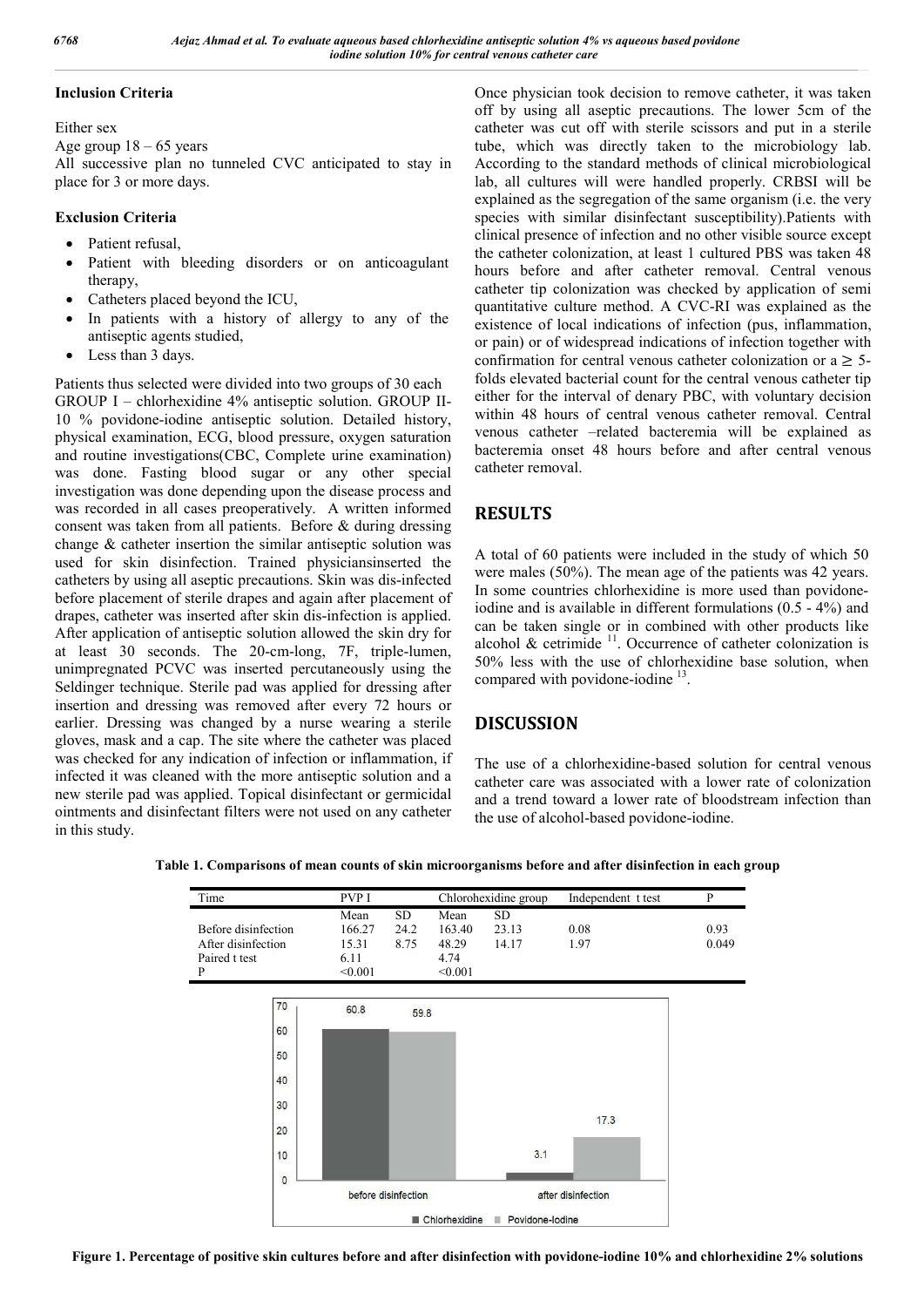**Inclusion Criteria**

Either sex

Age group 18 – 65 years

All successive plan no tunneled CVC anticipated to stay in place for 3 or more days.

**Exclusion Criteria**

- Patient refusal,
- Patient with bleeding disorders or on anticoagulant therapy,
- Catheters placed beyond the ICU,
- In patients with a history of allergy to any of the antiseptic agents studied,
- Less than 3 days.

Patients thus selected were divided into two groups of 30 each GROUP I – chlorhexidine 4% antiseptic solution. GROUP II-10 % povidone-iodine antiseptic solution. Detailed history, physical examination, ECG, blood pressure, oxygen saturation and routine investigations(CBC, Complete urine examination) was done. Fasting blood sugar or any other special investigation was done depending upon the disease process and was recorded in all cases preoperatively. A written informed consent was taken from all patients. Before & during dressing change & catheter insertion the similar antiseptic solution was used for skin disinfection. Trained physiciansinserted the catheters by using all aseptic precautions. Skin was dis-infected before placement of sterile drapes and again after placement of drapes, catheter was inserted after skin dis-infection is applied. After application of antiseptic solution allowed the skin dry for at least 30 seconds. The 20-cm-long, 7F, triple-lumen, unimpregnated PCVC was inserted percutaneously using the Seldinger technique. Sterile pad was applied for dressing after insertion and dressing was removed after every 72 hours or earlier. Dressing was changed by a nurse wearing a sterile gloves, mask and a cap. The site where the catheter was placed was checked for any indication of infection or inflammation, if infected it was cleaned with the more antiseptic solution and a new sterile pad was applied. Topical disinfectant or germicidal ointments and disinfectant filters were not used on any catheter in this study.

Once physician took decision to remove catheter, it was taken off by using all aseptic precautions. The lower 5cm of the catheter was cut off with sterile scissors and put in a sterile tube, which was directly taken to the microbiology lab. According to the standard methods of clinical microbiological lab, all cultures will were handled properly. CRBSI will be explained as the segregation of the same organism (i.e. the very species with similar disinfectant susceptibility).Patients with clinical presence of infection and no other visible source except the catheter colonization, at least 1 cultured PBS was taken 48 hours before and after catheter removal. Central venous catheter tip colonization was checked by application of semi quantitative culture method. A CVC-RI was explained as the existence of local indications of infection (pus, inflammation, or pain) or of widespread indications of infection together with confirmation for central venous catheter colonization or a ≥ 5-folds elevated bacterial count for the central venous catheter tip either for the interval of denary PBC, with voluntary decision within 48 hours of central venous catheter removal. Central venous catheter –related bacteremia will be explained as bacteremia onset 48 hours before and after central venous catheter removal.

## RESULTS

A total of 60 patients were included in the study of which 50 were males (50%). The mean age of the patients was 42 years. In some countries chlorhexidine is more used than povidone-iodine and is available in different formulations (0.5 - 4%) and can be taken single or in combined with other products like alcohol & cetrimide [11]. Occurrence of catheter colonization is 50% less with the use of chlorhexidine base solution, when compared with povidone-iodine [13].

## DISCUSSION

The use of a chlorhexidine-based solution for central venous catheter care was associated with a lower rate of colonization and a trend toward a lower rate of bloodstream infection than the use of alcohol-based povidone-iodine.

**Table 1. Comparisons of mean counts of skin microorganisms before and after disinfection in each group**

| Time | PVP I | | Chlorohexidine group | | Independent t test | P |
|---|---|---|---|---|---|---|
| | Mean | SD | Mean | SD | | |
| Before disinfection | 166.27 | 24.2 | 163.40 | 23.13 | 0.08 | 0.93 |
| After disinfection | 15.31 | 8.75 | 48.29 | 14.17 | 1.97 | 0.049 |
| Paired t test | 6.11 | | 4.74 | | | |
| P | <0.001 | | <0.001 | | | |

| | Chlorhexidine | Povidone-Iodine |
|---|---|---|
| before disinfection | 60.8 | 59.8 |
| after disinfection | 3.1 | 17.3 |

**Figure 1. Percentage of positive skin cultures before and after disinfection with povidone-iodine 10% and chlorhexidine 2% solutions**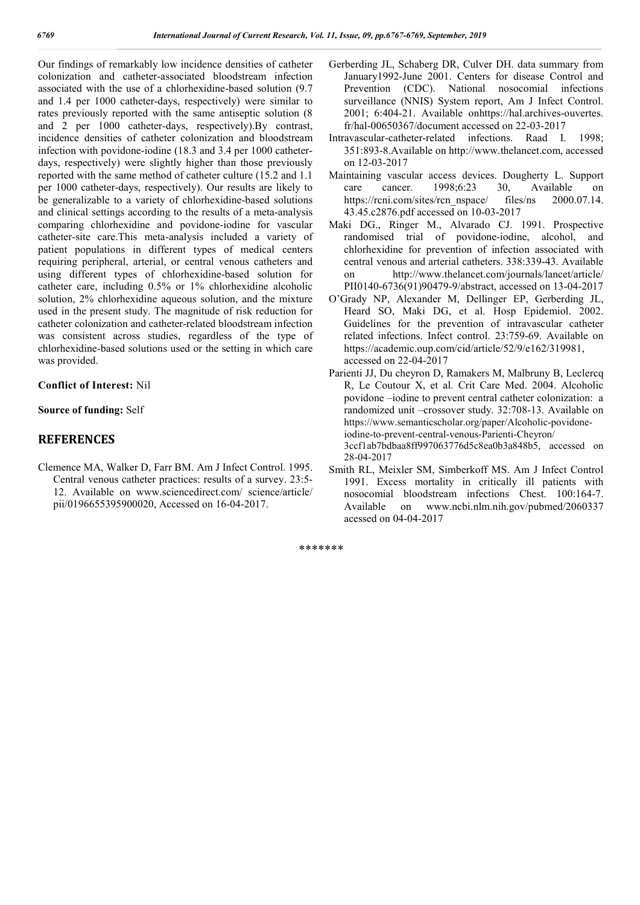Our findings of remarkably low incidence densities of catheter colonization and catheter-associated bloodstream infection associated with the use of a chlorhexidine-based solution (9.7 and 1.4 per 1000 catheter-days, respectively) were similar to rates previously reported with the same antiseptic solution (8 and 2 per 1000 catheter-days, respectively).By contrast, incidence densities of catheter colonization and bloodstream infection with povidone-iodine (18.3 and 3.4 per 1000 catheter-days, respectively) were slightly higher than those previously reported with the same method of catheter culture (15.2 and 1.1 per 1000 catheter-days, respectively). Our results are likely to be generalizable to a variety of chlorhexidine-based solutions and clinical settings according to the results of a meta-analysis comparing chlorhexidine and povidone-iodine for vascular catheter-site care.This meta-analysis included a variety of patient populations in different types of medical centers requiring peripheral, arterial, or central venous catheters and using different types of chlorhexidine-based solution for catheter care, including 0.5% or 1% chlorhexidine alcoholic solution, 2% chlorhexidine aqueous solution, and the mixture used in the present study. The magnitude of risk reduction for catheter colonization and catheter-related bloodstream infection was consistent across studies, regardless of the type of chlorhexidine-based solutions used or the setting in which care was provided.

**Conflict of Interest:** Nil

**Source of funding:** Self

## REFERENCES

Clemence MA, Walker D, Farr BM. Am J Infect Control. 1995. Central venous catheter practices: results of a survey. 23:5-12. Available on www.sciencedirect.com/ science/article/ pii/0196655395900020, Accessed on 16-04-2017.

Gerberding JL, Schaberg DR, Culver DH. data summary from January1992-June 2001. Centers for disease Control and Prevention (CDC). National nosocomial infections surveillance (NNIS) System report, Am J Infect Control. 2001; 6:404-21. Available onhttps://hal.archives-ouvertes.fr/hal-00650367/document accessed on 22-03-2017

Intravascular-catheter-related infections. Raad I. 1998; 351:893-8.Available on http://www.thelancet.com, accessed on 12-03-2017

Maintaining vascular access devices. Dougherty L. Support care cancer. 1998;6:23 30, Available on https://rcni.com/sites/rcn_nspace/ files/ns 2000.07.14. 43.45.c2876.pdf accessed on 10-03-2017

Maki DG., Ringer M., Alvarado CJ. 1991. Prospective randomised trial of povidone-iodine, alcohol, and chlorhexidine for prevention of infection associated with central venous and arterial catheters. 338:339-43. Available on http://www.thelancet.com/journals/lancet/article/ PII0140-6736(91)90479-9/abstract, accessed on 13-04-2017

O'Grady NP, Alexander M, Dellinger EP, Gerberding JL, Heard SO, Maki DG, et al. Hosp Epidemiol. 2002. Guidelines for the prevention of intravascular catheter related infections. Infect control. 23:759-69. Available on https://academic.oup.com/cid/article/52/9/e162/319981, accessed on 22-04-2017

Parienti JJ, Du cheyron D, Ramakers M, Malbruny B, Leclercq R, Le Coutour X, et al. Crit Care Med. 2004. Alcoholic povidone –iodine to prevent central catheter colonization: a randomized unit –crossover study. 32:708-13. Available on https://www.semanticscholar.org/paper/Alcoholic-povidone-iodine-to-prevent-central-venous-Parienti-Cheyron/ 3ccf1ab7bdbaa8ff997063776d5c8ea0b3a848b5, accessed on 28-04-2017

Smith RL, Meixler SM, Simberkoff MS. Am J Infect Control 1991. Excess mortality in critically ill patients with nosocomial bloodstream infections Chest. 100:164-7. Available on www.ncbi.nlm.nih.gov/pubmed/2060337 acessed on 04-04-2017

*******